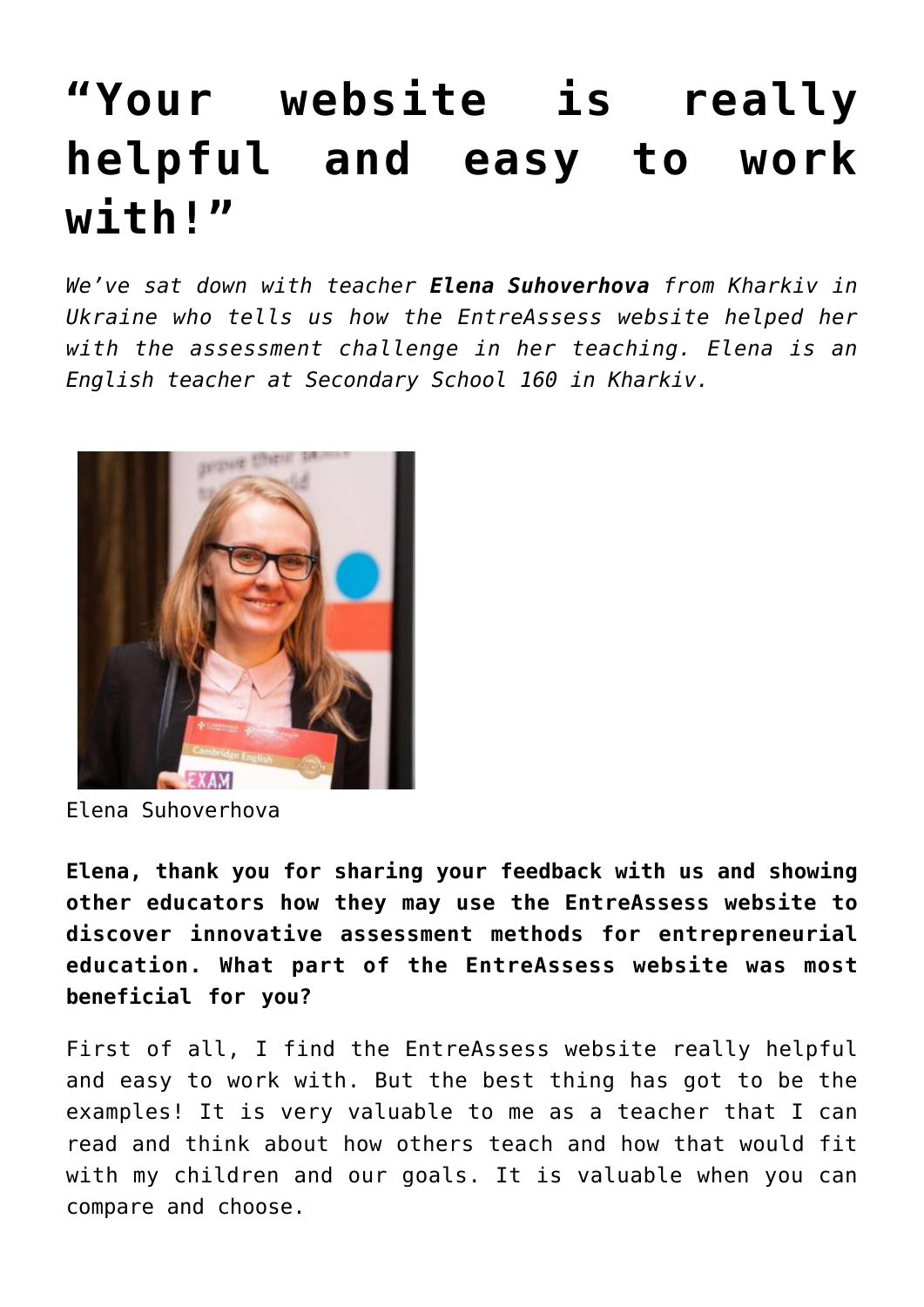# “Your website is really helpful and easy to work with!”

*We’ve sat down with teacher **Elena Suhoverhova** from Kharkiv in Ukraine who tells us how the EntreAssess website helped her with the assessment challenge in her teaching. Elena is an English teacher at Secondary School 160 in Kharkiv.*

Elena Suhoverhova

**Elena, thank you for sharing your feedback with us and showing other educators how they may use the EntreAssess website to discover innovative assessment methods for entrepreneurial education. What part of the EntreAssess website was most beneficial for you?**

First of all, I find the EntreAssess website really helpful and easy to work with. But the best thing has got to be the examples! It is very valuable to me as a teacher that I can read and think about how others teach and how that would fit with my children and our goals. It is valuable when you can compare and choose.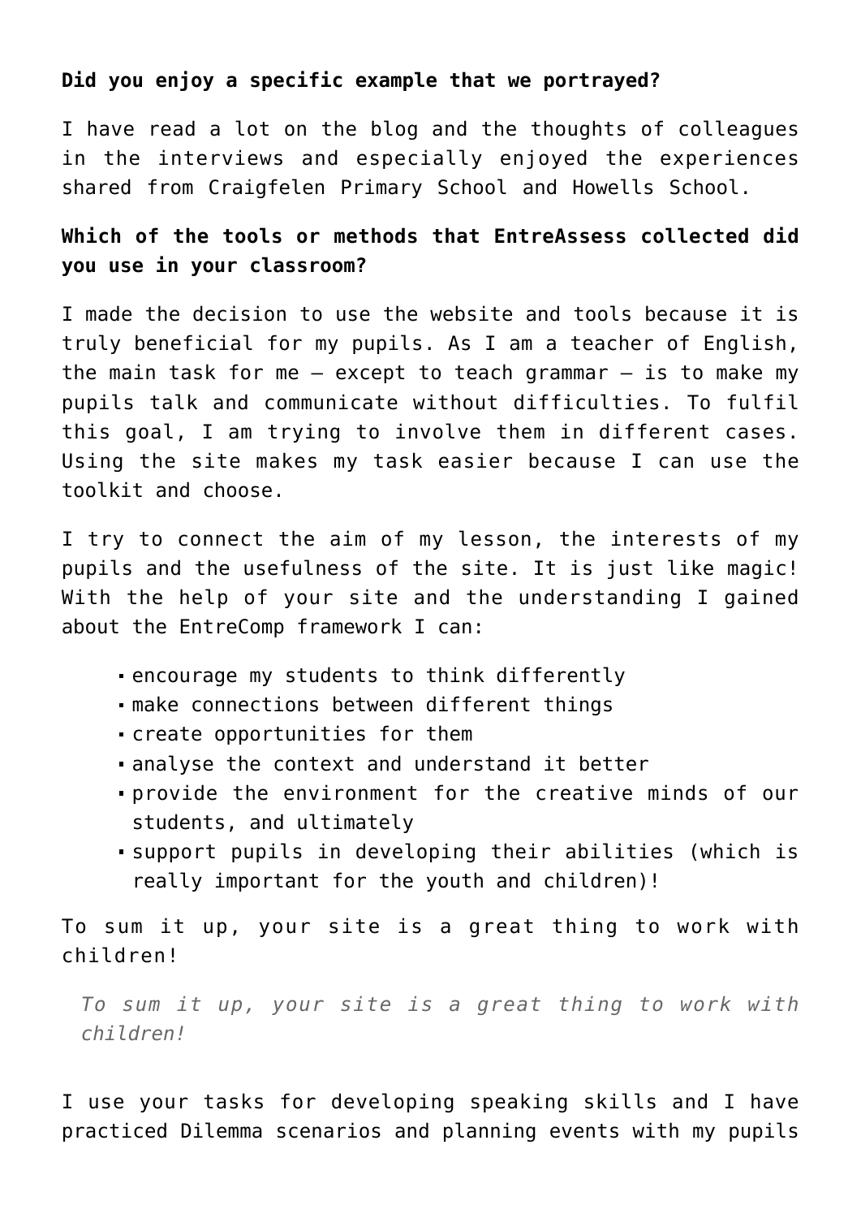**Did you enjoy a specific example that we portrayed?**

I have read a lot on the blog and the thoughts of colleagues in the interviews and especially enjoyed the experiences shared from Craigfelen Primary School and Howells School.

**Which of the tools or methods that EntreAssess collected did you use in your classroom?**

I made the decision to use the website and tools because it is truly beneficial for my pupils. As I am a teacher of English, the main task for me – except to teach grammar – is to make my pupils talk and communicate without difficulties. To fulfil this goal, I am trying to involve them in different cases. Using the site makes my task easier because I can use the toolkit and choose.

I try to connect the aim of my lesson, the interests of my pupils and the usefulness of the site. It is just like magic! With the help of your site and the understanding I gained about the EntreComp framework I can:

- encourage my students to think differently
- make connections between different things
- create opportunities for them
- analyse the context and understand it better
- provide the environment for the creative minds of our students, and ultimately
- support pupils in developing their abilities (which is really important for the youth and children)!

To sum it up, your site is a great thing to work with children!

> *To sum it up, your site is a great thing to work with children!*

I use your tasks for developing speaking skills and I have practiced Dilemma scenarios and planning events with my pupils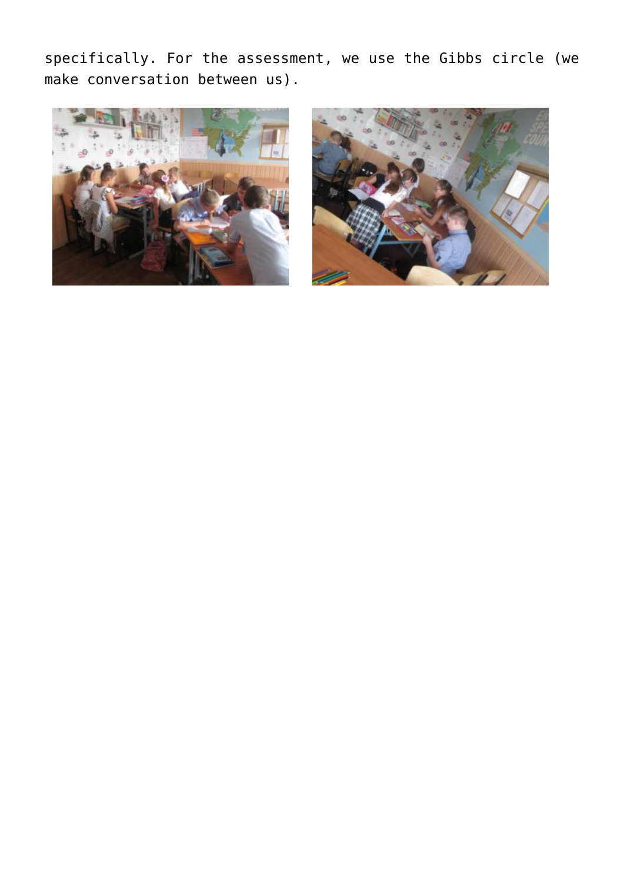specifically. For the assessment, we use the Gibbs circle (we make conversation between us).